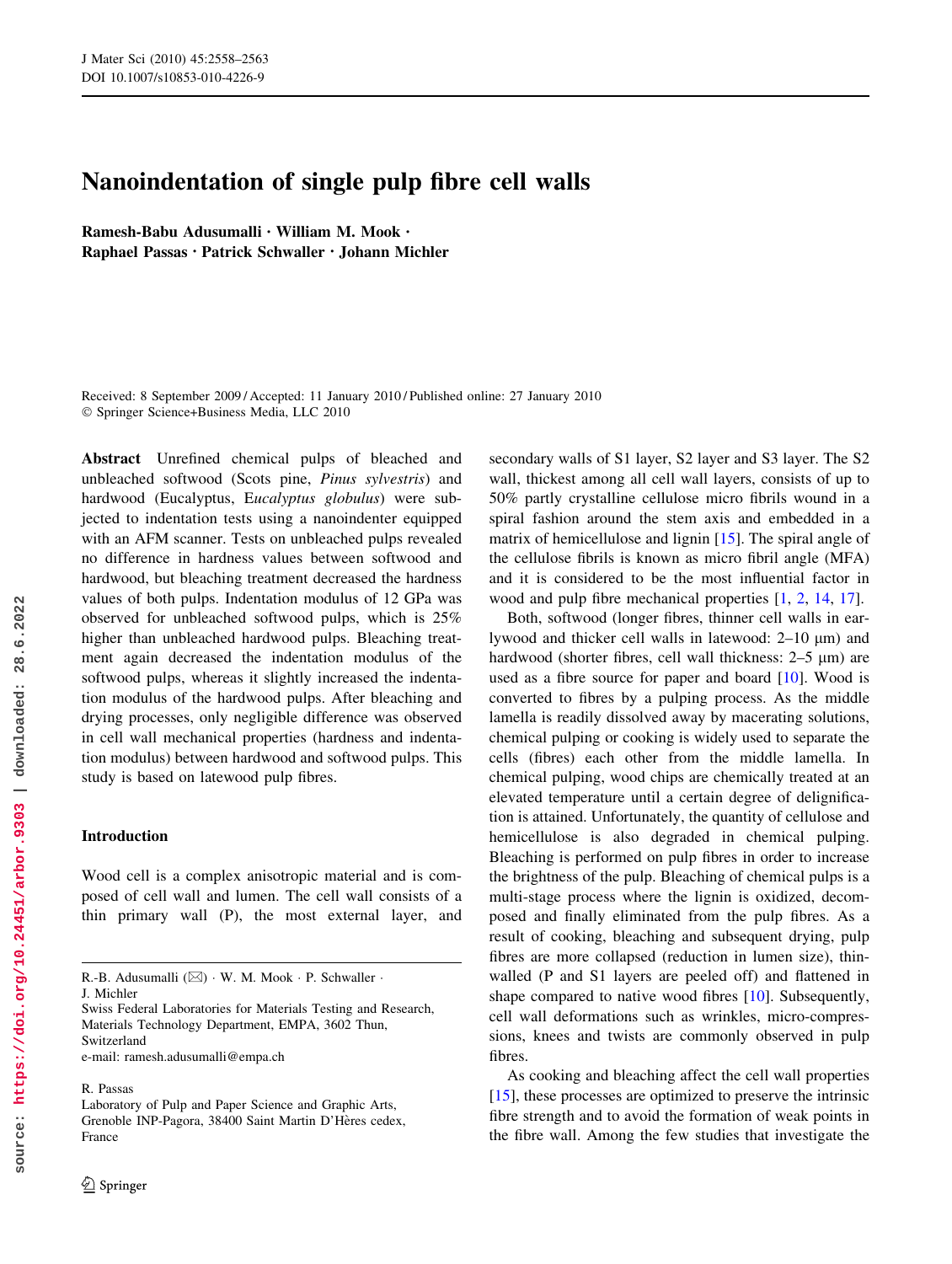# Nanoindentation of single pulp fibre cell walls

**Ramesh-Babu Adusumalli · William M. Mook · Raphael Passas · Patrick Schwaller · Johann Michler**

Received: 8 September 2009 / Accepted: 11 January 2010 / Published online: 27 January 2010
© Springer Science+Business Media, LLC 2010

**Abstract** Unrefined chemical pulps of bleached and unbleached softwood (Scots pine, *Pinus sylvestris*) and hardwood (Eucalyptus, E*ucalyptus globulus*) were subjected to indentation tests using a nanoindenter equipped with an AFM scanner. Tests on unbleached pulps revealed no difference in hardness values between softwood and hardwood, but bleaching treatment decreased the hardness values of both pulps. Indentation modulus of 12 GPa was observed for unbleached softwood pulps, which is 25% higher than unbleached hardwood pulps. Bleaching treatment again decreased the indentation modulus of the softwood pulps, whereas it slightly increased the indentation modulus of the hardwood pulps. After bleaching and drying processes, only negligible difference was observed in cell wall mechanical properties (hardness and indentation modulus) between hardwood and softwood pulps. This study is based on latewood pulp fibres.

## Introduction

Wood cell is a complex anisotropic material and is composed of cell wall and lumen. The cell wall consists of a thin primary wall (P), the most external layer, and secondary walls of S1 layer, S2 layer and S3 layer. The S2 wall, thickest among all cell wall layers, consists of up to 50% partly crystalline cellulose micro fibrils wound in a spiral fashion around the stem axis and embedded in a matrix of hemicellulose and lignin [15]. The spiral angle of the cellulose fibrils is known as micro fibril angle (MFA) and it is considered to be the most influential factor in wood and pulp fibre mechanical properties [1, 2, 14, 17].

Both, softwood (longer fibres, thinner cell walls in earlywood and thicker cell walls in latewood: 2–10 μm) and hardwood (shorter fibres, cell wall thickness: 2–5 μm) are used as a fibre source for paper and board [10]. Wood is converted to fibres by a pulping process. As the middle lamella is readily dissolved away by macerating solutions, chemical pulping or cooking is widely used to separate the cells (fibres) each other from the middle lamella. In chemical pulping, wood chips are chemically treated at an elevated temperature until a certain degree of delignification is attained. Unfortunately, the quantity of cellulose and hemicellulose is also degraded in chemical pulping. Bleaching is performed on pulp fibres in order to increase the brightness of the pulp. Bleaching of chemical pulps is a multi-stage process where the lignin is oxidized, decomposed and finally eliminated from the pulp fibres. As a result of cooking, bleaching and subsequent drying, pulp fibres are more collapsed (reduction in lumen size), thin-walled (P and S1 layers are peeled off) and flattened in shape compared to native wood fibres [10]. Subsequently, cell wall deformations such as wrinkles, micro-compressions, knees and twists are commonly observed in pulp fibres.

As cooking and bleaching affect the cell wall properties [15], these processes are optimized to preserve the intrinsic fibre strength and to avoid the formation of weak points in the fibre wall. Among the few studies that investigate the

R.-B. Adusumalli (✉) · W. M. Mook · P. Schwaller · J. Michler
Swiss Federal Laboratories for Materials Testing and Research, Materials Technology Department, EMPA, 3602 Thun, Switzerland
e-mail: ramesh.adusumalli@empa.ch

R. Passas
Laboratory of Pulp and Paper Science and Graphic Arts, Grenoble INP-Pagora, 38400 Saint Martin D'Hères cedex, France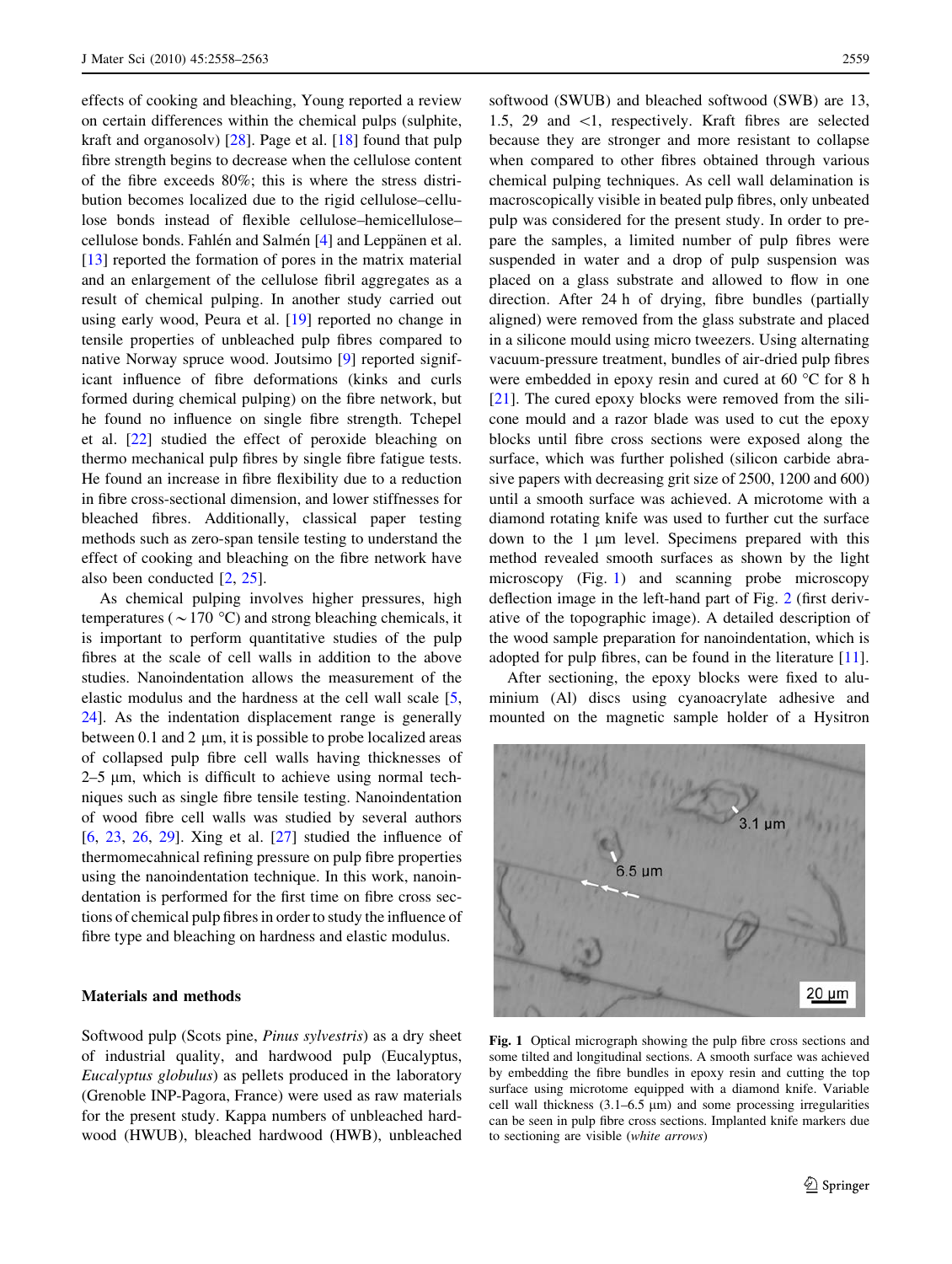effects of cooking and bleaching, Young reported a review on certain differences within the chemical pulps (sulphite, kraft and organosolv) [28]. Page et al. [18] found that pulp fibre strength begins to decrease when the cellulose content of the fibre exceeds 80%; this is where the stress distribution becomes localized due to the rigid cellulose–cellulose bonds instead of flexible cellulose–hemicellulose–cellulose bonds. Fahlén and Salmén [4] and Leppänen et al. [13] reported the formation of pores in the matrix material and an enlargement of the cellulose fibril aggregates as a result of chemical pulping. In another study carried out using early wood, Peura et al. [19] reported no change in tensile properties of unbleached pulp fibres compared to native Norway spruce wood. Joutsimo [9] reported significant influence of fibre deformations (kinks and curls formed during chemical pulping) on the fibre network, but he found no influence on single fibre strength. Tchepel et al. [22] studied the effect of peroxide bleaching on thermo mechanical pulp fibres by single fibre fatigue tests. He found an increase in fibre flexibility due to a reduction in fibre cross-sectional dimension, and lower stiffnesses for bleached fibres. Additionally, classical paper testing methods such as zero-span tensile testing to understand the effect of cooking and bleaching on the fibre network have also been conducted [2, 25].

As chemical pulping involves higher pressures, high temperatures ($\sim$170 °C) and strong bleaching chemicals, it is important to perform quantitative studies of the pulp fibres at the scale of cell walls in addition to the above studies. Nanoindentation allows the measurement of the elastic modulus and the hardness at the cell wall scale [5, 24]. As the indentation displacement range is generally between 0.1 and 2 μm, it is possible to probe localized areas of collapsed pulp fibre cell walls having thicknesses of 2–5 μm, which is difficult to achieve using normal techniques such as single fibre tensile testing. Nanoindentation of wood fibre cell walls was studied by several authors [6, 23, 26, 29]. Xing et al. [27] studied the influence of thermomecahnical refining pressure on pulp fibre properties using the nanoindentation technique. In this work, nanoindentation is performed for the first time on fibre cross sections of chemical pulp fibres in order to study the influence of fibre type and bleaching on hardness and elastic modulus.

## Materials and methods

Softwood pulp (Scots pine, *Pinus sylvestris*) as a dry sheet of industrial quality, and hardwood pulp (Eucalyptus, *Eucalyptus globulus*) as pellets produced in the laboratory (Grenoble INP-Pagora, France) were used as raw materials for the present study. Kappa numbers of unbleached hardwood (HWUB), bleached hardwood (HWB), unbleached softwood (SWUB) and bleached softwood (SWB) are 13, 1.5, 29 and <1, respectively. Kraft fibres are selected because they are stronger and more resistant to collapse when compared to other fibres obtained through various chemical pulping techniques. As cell wall delamination is macroscopically visible in beated pulp fibres, only unbeated pulp was considered for the present study. In order to prepare the samples, a limited number of pulp fibres were suspended in water and a drop of pulp suspension was placed on a glass substrate and allowed to flow in one direction. After 24 h of drying, fibre bundles (partially aligned) were removed from the glass substrate and placed in a silicone mould using micro tweezers. Using alternating vacuum-pressure treatment, bundles of air-dried pulp fibres were embedded in epoxy resin and cured at 60 °C for 8 h [21]. The cured epoxy blocks were removed from the silicone mould and a razor blade was used to cut the epoxy blocks until fibre cross sections were exposed along the surface, which was further polished (silicon carbide abrasive papers with decreasing grit size of 2500, 1200 and 600) until a smooth surface was achieved. A microtome with a diamond rotating knife was used to further cut the surface down to the 1 μm level. Specimens prepared with this method revealed smooth surfaces as shown by the light microscopy (Fig. 1) and scanning probe microscopy deflection image in the left-hand part of Fig. 2 (first derivative of the topographic image). A detailed description of the wood sample preparation for nanoindentation, which is adopted for pulp fibres, can be found in the literature [11].

After sectioning, the epoxy blocks were fixed to aluminium (Al) discs using cyanoacrylate adhesive and mounted on the magnetic sample holder of a Hysitron

**Fig. 1** Optical micrograph showing the pulp fibre cross sections and some tilted and longitudinal sections. A smooth surface was achieved by embedding the fibre bundles in epoxy resin and cutting the top surface using microtome equipped with a diamond knife. Variable cell wall thickness (3.1–6.5 μm) and some processing irregularities can be seen in pulp fibre cross sections. Implanted knife markers due to sectioning are visible (*white arrows*)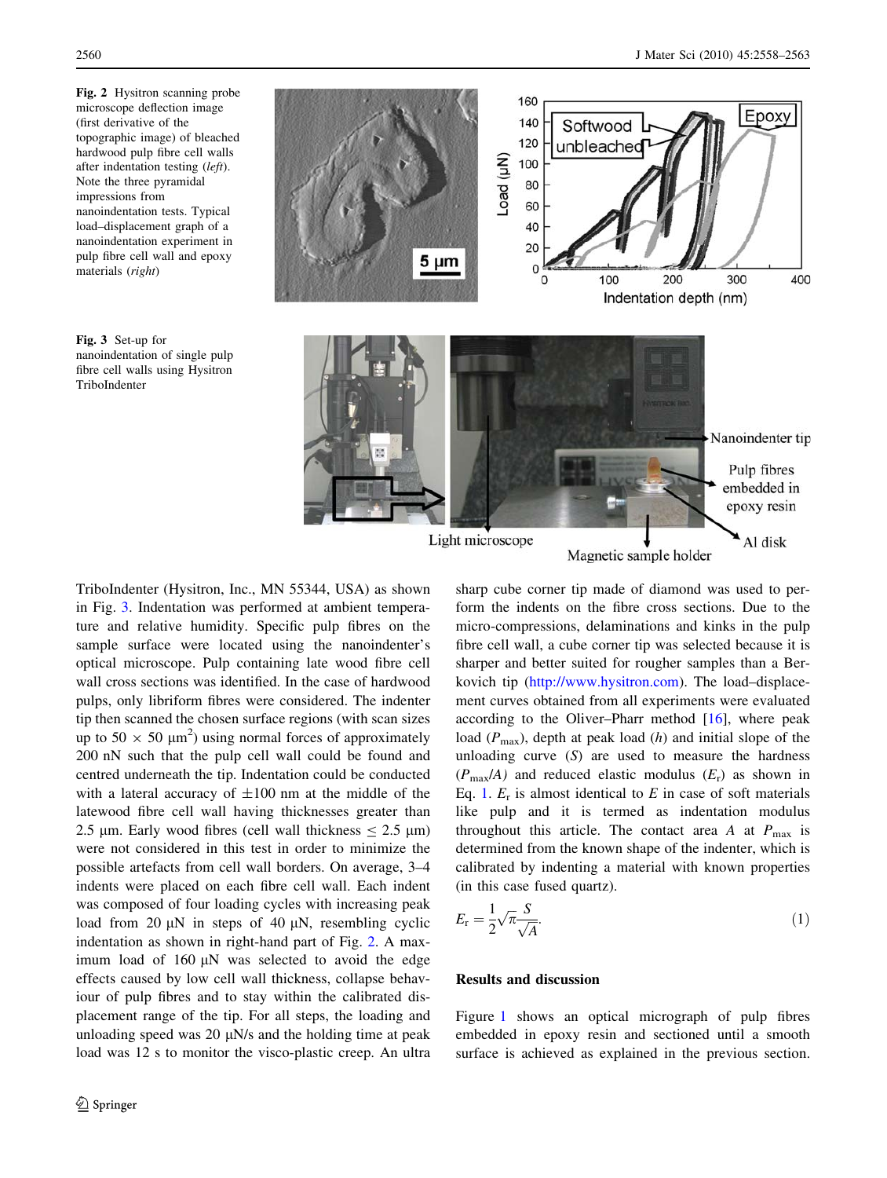Fig. 2 Hysitron scanning probe microscope deflection image (first derivative of the topographic image) of bleached hardwood pulp fibre cell walls after indentation testing (*left*). Note the three pyramidal impressions from nanoindentation tests. Typical load–displacement graph of a nanoindentation experiment in pulp fibre cell wall and epoxy materials (*right*)

Fig. 3 Set-up for nanoindentation of single pulp fibre cell walls using Hysitron TriboIndenter

TriboIndenter (Hysitron, Inc., MN 55344, USA) as shown in Fig. 3. Indentation was performed at ambient temperature and relative humidity. Specific pulp fibres on the sample surface were located using the nanoindenter's optical microscope. Pulp containing late wood fibre cell wall cross sections was identified. In the case of hardwood pulps, only libriform fibres were considered. The indenter tip then scanned the chosen surface regions (with scan sizes up to 50 × 50 μm$^2$) using normal forces of approximately 200 nN such that the pulp cell wall could be found and centred underneath the tip. Indentation could be conducted with a lateral accuracy of ±100 nm at the middle of the latewood fibre cell wall having thicknesses greater than 2.5 μm. Early wood fibres (cell wall thickness ≤ 2.5 μm) were not considered in this test in order to minimize the possible artefacts from cell wall borders. On average, 3–4 indents were placed on each fibre cell wall. Each indent was composed of four loading cycles with increasing peak load from 20 μN in steps of 40 μN, resembling cyclic indentation as shown in right-hand part of Fig. 2. A maximum load of 160 μN was selected to avoid the edge effects caused by low cell wall thickness, collapse behaviour of pulp fibres and to stay within the calibrated displacement range of the tip. For all steps, the loading and unloading speed was 20 μN/s and the holding time at peak load was 12 s to monitor the visco-plastic creep. An ultra sharp cube corner tip made of diamond was used to perform the indents on the fibre cross sections. Due to the micro-compressions, delaminations and kinks in the pulp fibre cell wall, a cube corner tip was selected because it is sharper and better suited for rougher samples than a Berkovich tip (http://www.hysitron.com). The load–displacement curves obtained from all experiments were evaluated according to the Oliver–Pharr method [16], where peak load ($P_{\max}$), depth at peak load ($h$) and initial slope of the unloading curve ($S$) are used to measure the hardness ($P_{\max}/A$) and reduced elastic modulus ($E_r$) as shown in Eq. 1. $E_r$ is almost identical to $E$ in case of soft materials like pulp and it is termed as indentation modulus throughout this article. The contact area $A$ at $P_{\max}$ is determined from the known shape of the indenter, which is calibrated by indenting a material with known properties (in this case fused quartz).

$$E_r = \frac{1}{2}\sqrt{\pi}\frac{S}{\sqrt{A}}. \tag{1}$$

## Results and discussion

Figure 1 shows an optical micrograph of pulp fibres embedded in epoxy resin and sectioned until a smooth surface is achieved as explained in the previous section.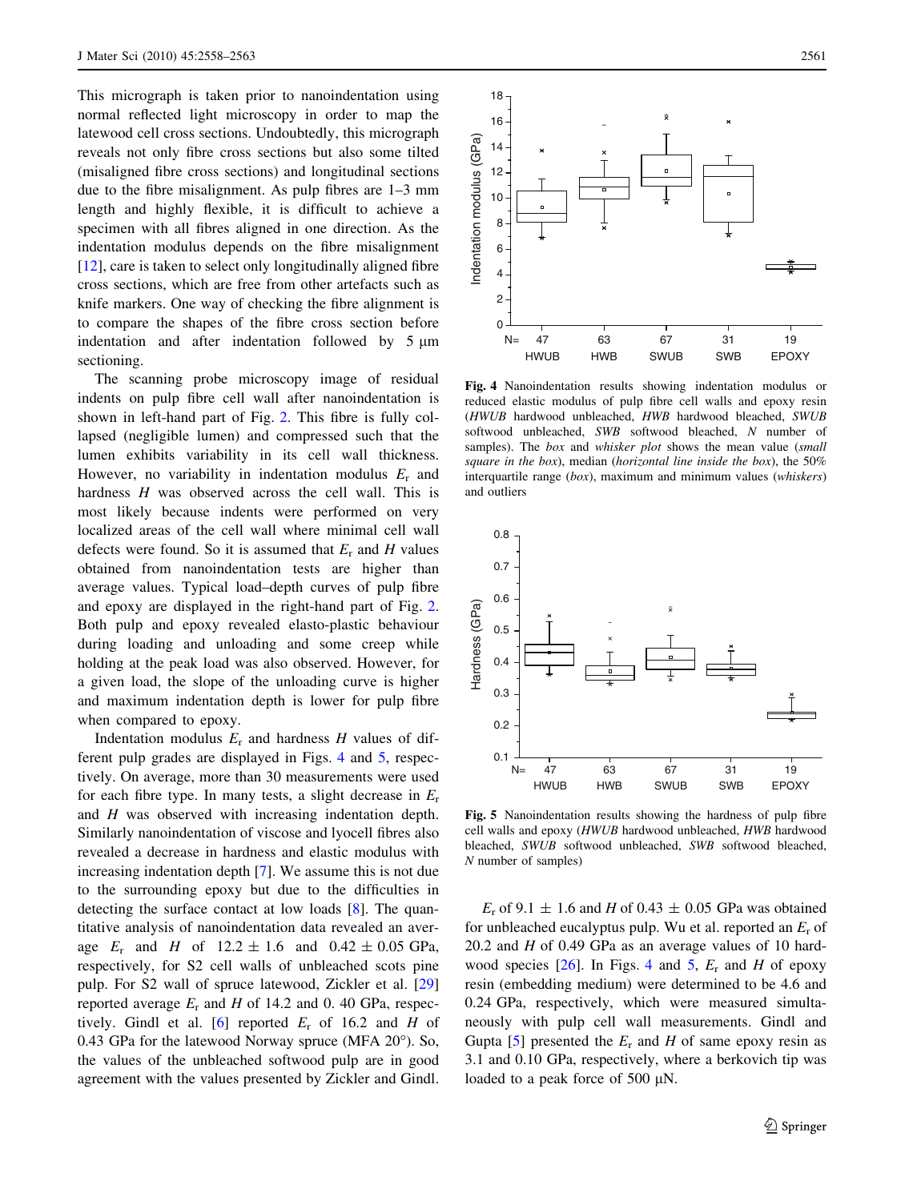This micrograph is taken prior to nanoindentation using normal reflected light microscopy in order to map the latewood cell cross sections. Undoubtedly, this micrograph reveals not only fibre cross sections but also some tilted (misaligned fibre cross sections) and longitudinal sections due to the fibre misalignment. As pulp fibres are 1–3 mm length and highly flexible, it is difficult to achieve a specimen with all fibres aligned in one direction. As the indentation modulus depends on the fibre misalignment [12], care is taken to select only longitudinally aligned fibre cross sections, which are free from other artefacts such as knife markers. One way of checking the fibre alignment is to compare the shapes of the fibre cross section before indentation and after indentation followed by 5 μm sectioning.

The scanning probe microscopy image of residual indents on pulp fibre cell wall after nanoindentation is shown in left-hand part of Fig. 2. This fibre is fully collapsed (negligible lumen) and compressed such that the lumen exhibits variability in its cell wall thickness. However, no variability in indentation modulus $E_r$ and hardness $H$ was observed across the cell wall. This is most likely because indents were performed on very localized areas of the cell wall where minimal cell wall defects were found. So it is assumed that $E_r$ and $H$ values obtained from nanoindentation tests are higher than average values. Typical load–depth curves of pulp fibre and epoxy are displayed in the right-hand part of Fig. 2. Both pulp and epoxy revealed elasto-plastic behaviour during loading and unloading and some creep while holding at the peak load was also observed. However, for a given load, the slope of the unloading curve is higher and maximum indentation depth is lower for pulp fibre when compared to epoxy.

Indentation modulus $E_r$ and hardness $H$ values of different pulp grades are displayed in Figs. 4 and 5, respectively. On average, more than 30 measurements were used for each fibre type. In many tests, a slight decrease in $E_r$ and $H$ was observed with increasing indentation depth. Similarly nanoindentation of viscose and lyocell fibres also revealed a decrease in hardness and elastic modulus with increasing indentation depth [7]. We assume this is not due to the surrounding epoxy but due to the difficulties in detecting the surface contact at low loads [8]. The quantitative analysis of nanoindentation data revealed an average $E_r$ and $H$ of $12.2 \pm 1.6$ and $0.42 \pm 0.05$ GPa, respectively, for S2 cell walls of unbleached scots pine pulp. For S2 wall of spruce latewood, Zickler et al. [29] reported average $E_r$ and $H$ of 14.2 and 0. 40 GPa, respectively. Gindl et al. [6] reported $E_r$ of 16.2 and $H$ of 0.43 GPa for the latewood Norway spruce (MFA 20°). So, the values of the unbleached softwood pulp are in good agreement with the values presented by Zickler and Gindl.

**Fig. 4** Nanoindentation results showing indentation modulus or reduced elastic modulus of pulp fibre cell walls and epoxy resin (*HWUB* hardwood unbleached, *HWB* hardwood bleached, *SWUB* softwood unbleached, *SWB* softwood bleached, *N* number of samples). The *box* and *whisker plot* shows the mean value (*small square in the box*), median (*horizontal line inside the box*), the 50% interquartile range (*box*), maximum and minimum values (*whiskers*) and outliers

**Fig. 5** Nanoindentation results showing the hardness of pulp fibre cell walls and epoxy (*HWUB* hardwood unbleached, *HWB* hardwood bleached, *SWUB* softwood unbleached, *SWB* softwood bleached, *N* number of samples)

$E_r$ of $9.1 \pm 1.6$ and $H$ of $0.43 \pm 0.05$ GPa was obtained for unbleached eucalyptus pulp. Wu et al. reported an $E_r$ of 20.2 and $H$ of 0.49 GPa as an average values of 10 hardwood species [26]. In Figs. 4 and 5, $E_r$ and $H$ of epoxy resin (embedding medium) were determined to be 4.6 and 0.24 GPa, respectively, which were measured simultaneously with pulp cell wall measurements. Gindl and Gupta [5] presented the $E_r$ and $H$ of same epoxy resin as 3.1 and 0.10 GPa, respectively, where a berkovich tip was loaded to a peak force of 500 μN.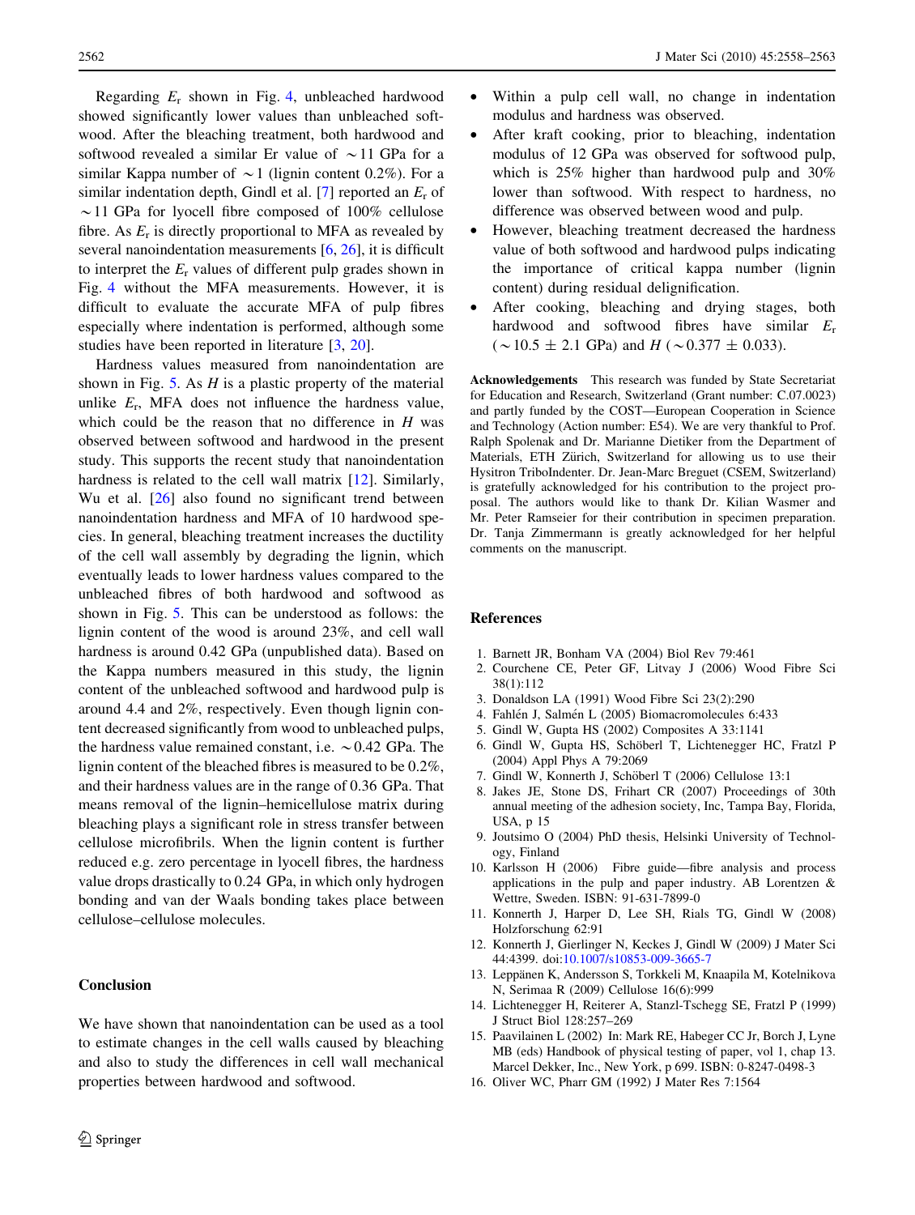Regarding $E_r$ shown in Fig. 4, unbleached hardwood showed significantly lower values than unbleached softwood. After the bleaching treatment, both hardwood and softwood revealed a similar Er value of $\sim$11 GPa for a similar Kappa number of $\sim$1 (lignin content 0.2%). For a similar indentation depth, Gindl et al. [7] reported an $E_r$ of $\sim$11 GPa for lyocell fibre composed of 100% cellulose fibre. As $E_r$ is directly proportional to MFA as revealed by several nanoindentation measurements [6, 26], it is difficult to interpret the $E_r$ values of different pulp grades shown in Fig. 4 without the MFA measurements. However, it is difficult to evaluate the accurate MFA of pulp fibres especially where indentation is performed, although some studies have been reported in literature [3, 20].

Hardness values measured from nanoindentation are shown in Fig. 5. As $H$ is a plastic property of the material unlike $E_r$, MFA does not influence the hardness value, which could be the reason that no difference in $H$ was observed between softwood and hardwood in the present study. This supports the recent study that nanoindentation hardness is related to the cell wall matrix [12]. Similarly, Wu et al. [26] also found no significant trend between nanoindentation hardness and MFA of 10 hardwood species. In general, bleaching treatment increases the ductility of the cell wall assembly by degrading the lignin, which eventually leads to lower hardness values compared to the unbleached fibres of both hardwood and softwood as shown in Fig. 5. This can be understood as follows: the lignin content of the wood is around 23%, and cell wall hardness is around 0.42 GPa (unpublished data). Based on the Kappa numbers measured in this study, the lignin content of the unbleached softwood and hardwood pulp is around 4.4 and 2%, respectively. Even though lignin content decreased significantly from wood to unbleached pulps, the hardness value remained constant, i.e. $\sim$0.42 GPa. The lignin content of the bleached fibres is measured to be 0.2%, and their hardness values are in the range of 0.36 GPa. That means removal of the lignin–hemicellulose matrix during bleaching plays a significant role in stress transfer between cellulose microfibrils. When the lignin content is further reduced e.g. zero percentage in lyocell fibres, the hardness value drops drastically to 0.24 GPa, in which only hydrogen bonding and van der Waals bonding takes place between cellulose–cellulose molecules.

## Conclusion

We have shown that nanoindentation can be used as a tool to estimate changes in the cell walls caused by bleaching and also to study the differences in cell wall mechanical properties between hardwood and softwood.

- Within a pulp cell wall, no change in indentation modulus and hardness was observed.
- After kraft cooking, prior to bleaching, indentation modulus of 12 GPa was observed for softwood pulp, which is 25% higher than hardwood pulp and 30% lower than softwood. With respect to hardness, no difference was observed between wood and pulp.
- However, bleaching treatment decreased the hardness value of both softwood and hardwood pulps indicating the importance of critical kappa number (lignin content) during residual delignification.
- After cooking, bleaching and drying stages, both hardwood and softwood fibres have similar $E_r$ ($\sim$10.5 ± 2.1 GPa) and $H$ ($\sim$0.377 ± 0.033).

**Acknowledgements** This research was funded by State Secretariat for Education and Research, Switzerland (Grant number: C.07.0023) and partly funded by the COST—European Cooperation in Science and Technology (Action number: E54). We are very thankful to Prof. Ralph Spolenak and Dr. Marianne Dietiker from the Department of Materials, ETH Zürich, Switzerland for allowing us to use their Hysitron TriboIndenter. Dr. Jean-Marc Breguet (CSEM, Switzerland) is gratefully acknowledged for his contribution to the project proposal. The authors would like to thank Dr. Kilian Wasmer and Mr. Peter Ramseier for their contribution in specimen preparation. Dr. Tanja Zimmermann is greatly acknowledged for her helpful comments on the manuscript.

## References

1. Barnett JR, Bonham VA (2004) Biol Rev 79:461
2. Courchene CE, Peter GF, Litvay J (2006) Wood Fibre Sci 38(1):112
3. Donaldson LA (1991) Wood Fibre Sci 23(2):290
4. Fahlén J, Salmén L (2005) Biomacromolecules 6:433
5. Gindl W, Gupta HS (2002) Composites A 33:1141
6. Gindl W, Gupta HS, Schöberl T, Lichtenegger HC, Fratzl P (2004) Appl Phys A 79:2069
7. Gindl W, Konnerth J, Schöberl T (2006) Cellulose 13:1
8. Jakes JE, Stone DS, Frihart CR (2007) Proceedings of 30th annual meeting of the adhesion society, Inc, Tampa Bay, Florida, USA, p 15
9. Joutsimo O (2004) PhD thesis, Helsinki University of Technology, Finland
10. Karlsson H (2006) Fibre guide—fibre analysis and process applications in the pulp and paper industry. AB Lorentzen & Wettre, Sweden. ISBN: 91-631-7899-0
11. Konnerth J, Harper D, Lee SH, Rials TG, Gindl W (2008) Holzforschung 62:91
12. Konnerth J, Gierlinger N, Keckes J, Gindl W (2009) J Mater Sci 44:4399. doi:10.1007/s10853-009-3665-7
13. Leppänen K, Andersson S, Torkkeli M, Knaapila M, Kotelnikova N, Serimaa R (2009) Cellulose 16(6):999
14. Lichtenegger H, Reiterer A, Stanzl-Tschegg SE, Fratzl P (1999) J Struct Biol 128:257–269
15. Paavilainen L (2002) In: Mark RE, Habeger CC Jr, Borch J, Lyne MB (eds) Handbook of physical testing of paper, vol 1, chap 13. Marcel Dekker, Inc., New York, p 699. ISBN: 0-8247-0498-3
16. Oliver WC, Pharr GM (1992) J Mater Res 7:1564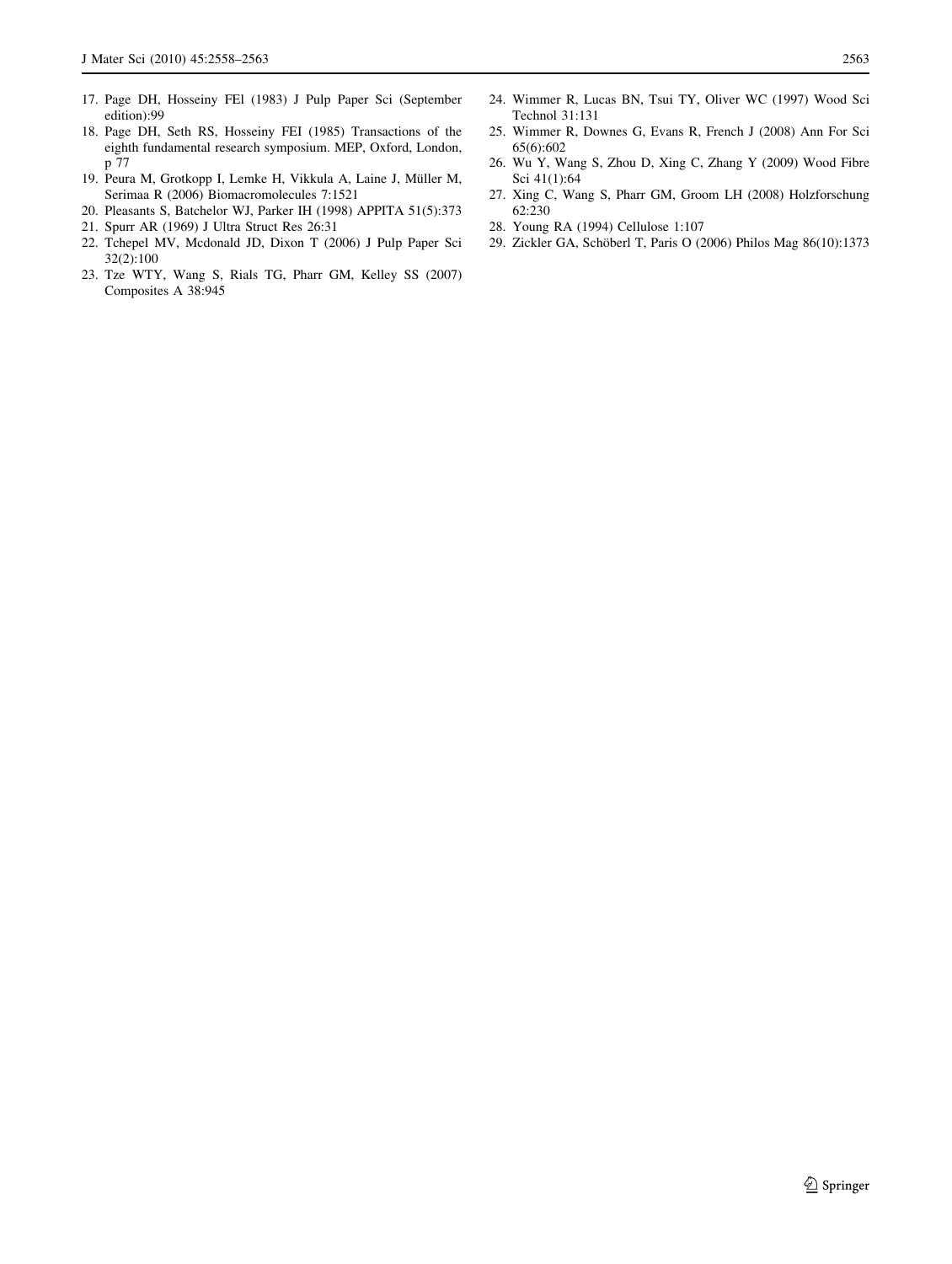17. Page DH, Hosseiny FEl (1983) J Pulp Paper Sci (September edition):99
18. Page DH, Seth RS, Hosseiny FEI (1985) Transactions of the eighth fundamental research symposium. MEP, Oxford, London, p 77
19. Peura M, Grotkopp I, Lemke H, Vikkula A, Laine J, Müller M, Serimaa R (2006) Biomacromolecules 7:1521
20. Pleasants S, Batchelor WJ, Parker IH (1998) APPITA 51(5):373
21. Spurr AR (1969) J Ultra Struct Res 26:31
22. Tchepel MV, Mcdonald JD, Dixon T (2006) J Pulp Paper Sci 32(2):100
23. Tze WTY, Wang S, Rials TG, Pharr GM, Kelley SS (2007) Composites A 38:945
24. Wimmer R, Lucas BN, Tsui TY, Oliver WC (1997) Wood Sci Technol 31:131
25. Wimmer R, Downes G, Evans R, French J (2008) Ann For Sci 65(6):602
26. Wu Y, Wang S, Zhou D, Xing C, Zhang Y (2009) Wood Fibre Sci 41(1):64
27. Xing C, Wang S, Pharr GM, Groom LH (2008) Holzforschung 62:230
28. Young RA (1994) Cellulose 1:107
29. Zickler GA, Schöberl T, Paris O (2006) Philos Mag 86(10):1373